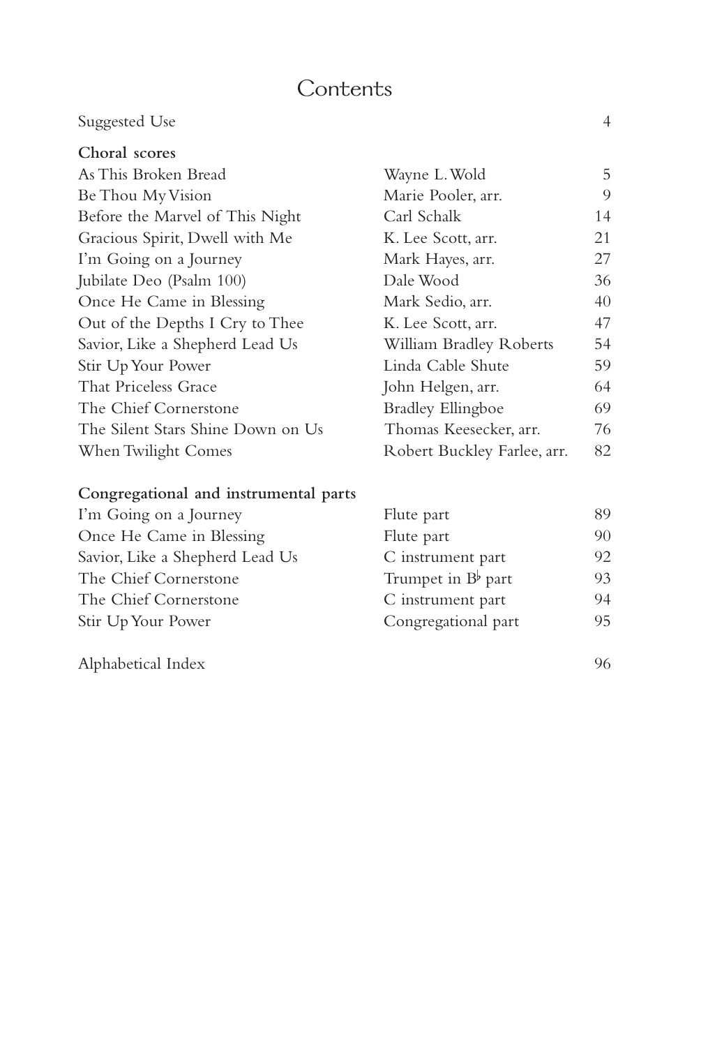# Contents

| | | |
|---|---|---|
| Suggested Use | | 4 |
| **Choral scores** | | |
| As This Broken Bread | Wayne L. Wold | 5 |
| Be Thou My Vision | Marie Pooler, arr. | 9 |
| Before the Marvel of This Night | Carl Schalk | 14 |
| Gracious Spirit, Dwell with Me | K. Lee Scott, arr. | 21 |
| I'm Going on a Journey | Mark Hayes, arr. | 27 |
| Jubilate Deo (Psalm 100) | Dale Wood | 36 |
| Once He Came in Blessing | Mark Sedio, arr. | 40 |
| Out of the Depths I Cry to Thee | K. Lee Scott, arr. | 47 |
| Savior, Like a Shepherd Lead Us | William Bradley Roberts | 54 |
| Stir Up Your Power | Linda Cable Shute | 59 |
| That Priceless Grace | John Helgen, arr. | 64 |
| The Chief Cornerstone | Bradley Ellingboe | 69 |
| The Silent Stars Shine Down on Us | Thomas Keesecker, arr. | 76 |
| When Twilight Comes | Robert Buckley Farlee, arr. | 82 |
| **Congregational and instrumental parts** | | |
| I'm Going on a Journey | Flute part | 89 |
| Once He Came in Blessing | Flute part | 90 |
| Savior, Like a Shepherd Lead Us | C instrument part | 92 |
| The Chief Cornerstone | Trumpet in B♭ part | 93 |
| The Chief Cornerstone | C instrument part | 94 |
| Stir Up Your Power | Congregational part | 95 |
| Alphabetical Index | | 96 |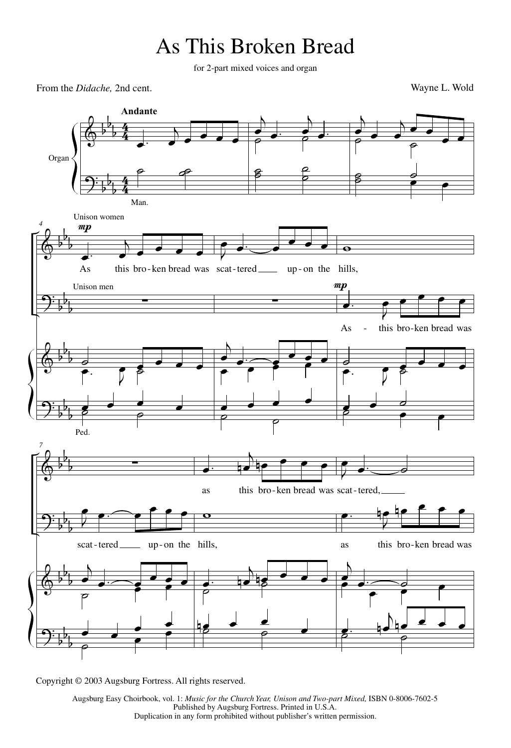# As This Broken Bread

for 2-part mixed voices and organ

From the *Didache,* 2nd cent.

Wayne L. Wold

Copyright © 2003 Augsburg Fortress. All rights reserved.

Augsburg Easy Choirbook, vol. 1: *Music for the Church Year, Unison and Two-part Mixed,* ISBN 0-8006-7602-5
Published by Augsburg Fortress. Printed in U.S.A.
Duplication in any form prohibited without publisher's written permission.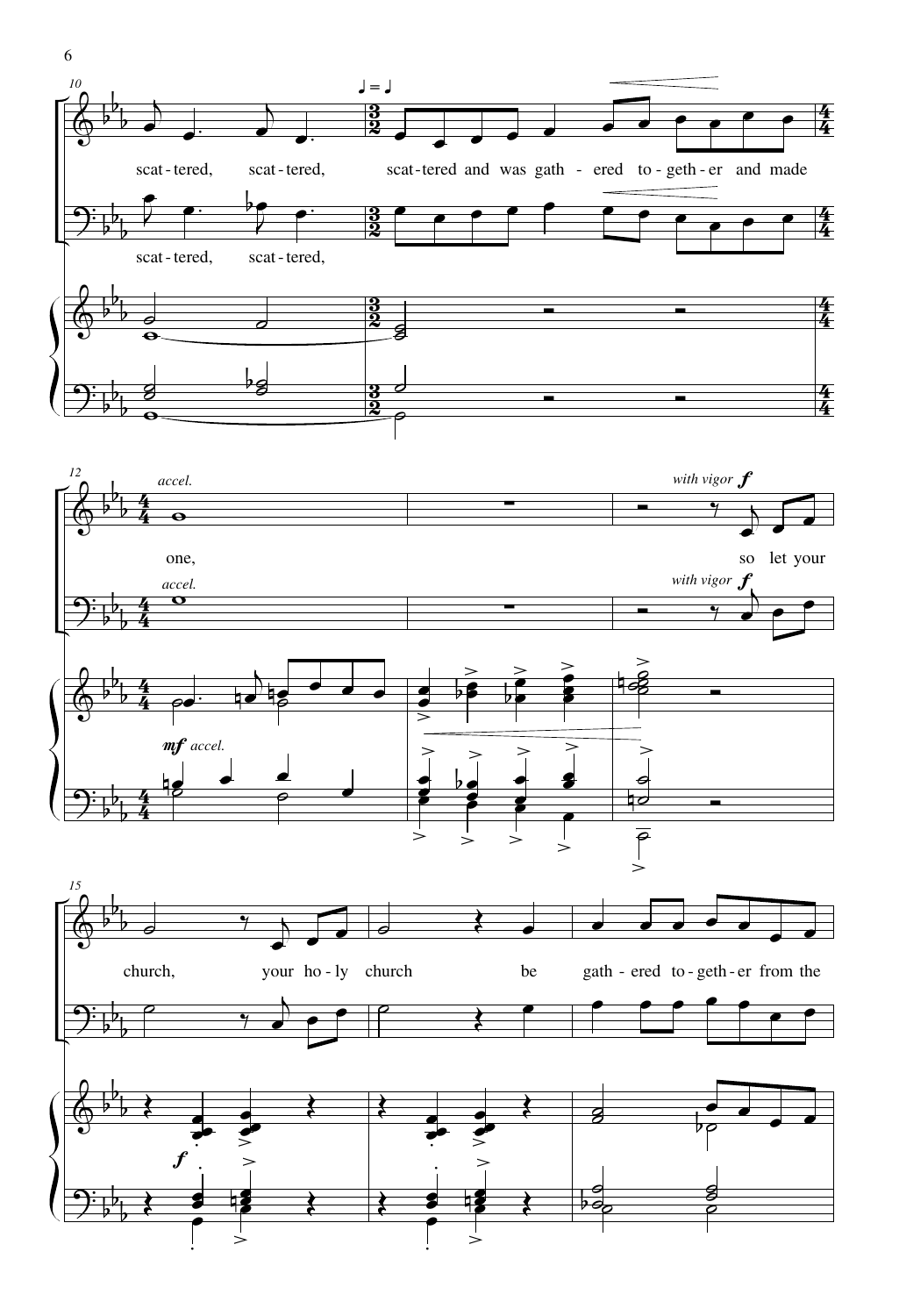scat-tered, scat-tered, scat-tered and was gath - ered to-geth-er and made one,

*accel.*

*with vigor* ***f***

so let your church, your ho-ly church be gath - ered to-geth-er from the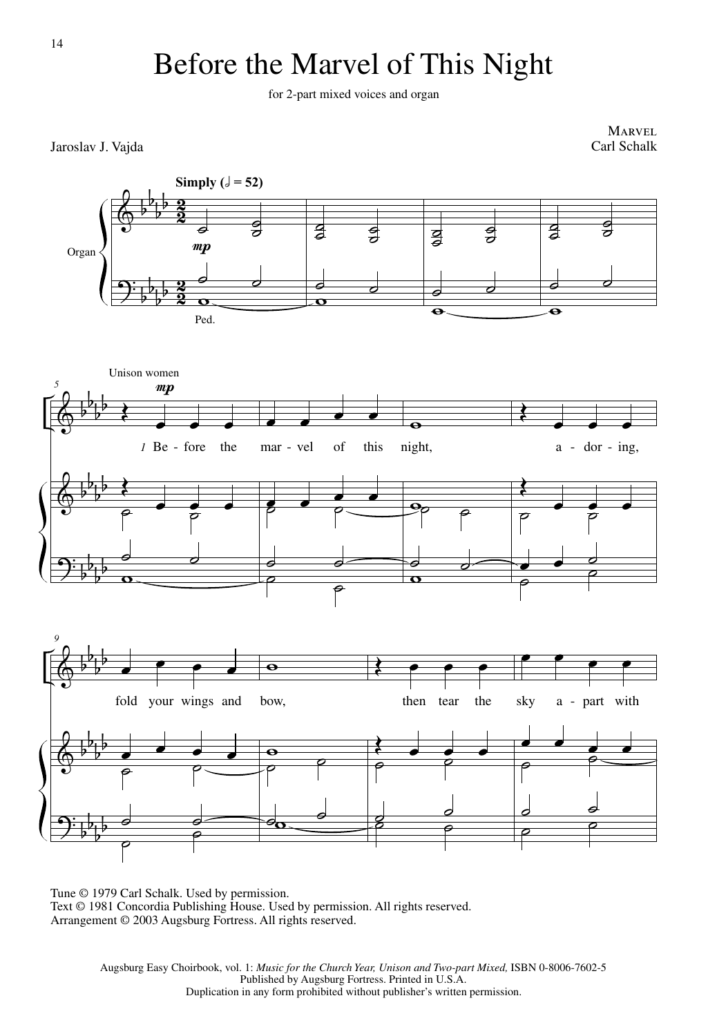# Before the Marvel of This Night

for 2-part mixed voices and organ

Jaroslav J. Vajda

MARVEL
Carl Schalk

Simply (𝅗𝅥 = 52)

Organ

*mp*

Ped.

Unison women

*mp*

1 Be - fore the mar - vel of this night, a - dor - ing, fold your wings and bow, then tear the sky a - part with

Tune © 1979 Carl Schalk. Used by permission.
Text © 1981 Concordia Publishing House. Used by permission. All rights reserved.
Arrangement © 2003 Augsburg Fortress. All rights reserved.

Augsburg Easy Choirbook, vol. 1: *Music for the Church Year, Unison and Two-part Mixed,* ISBN 0-8006-7602-5
Published by Augsburg Fortress. Printed in U.S.A.
Duplication in any form prohibited without publisher's written permission.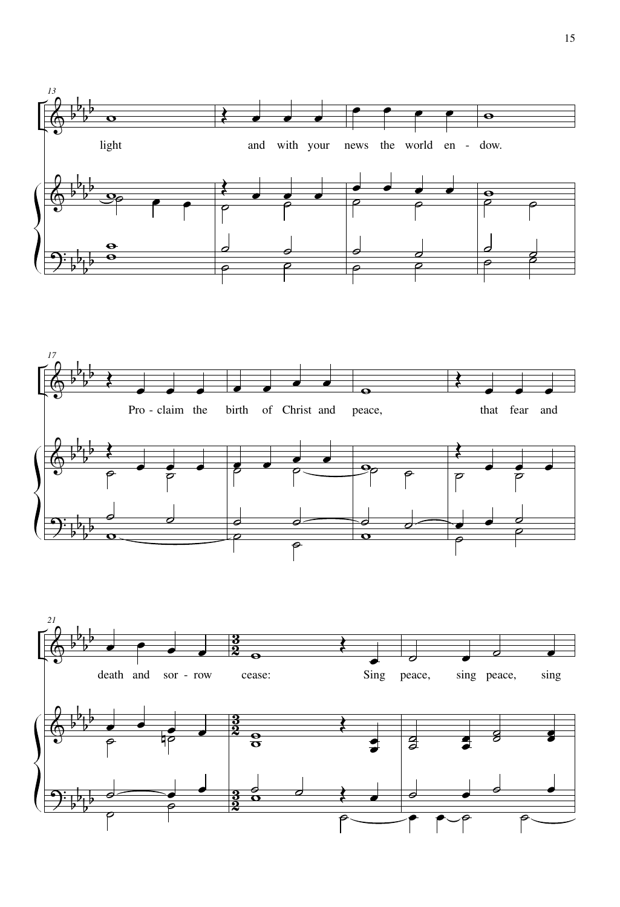light and with your news the world en - dow.

Pro - claim the birth of Christ and peace, that fear and

death and sor - row cease: Sing peace, sing peace, sing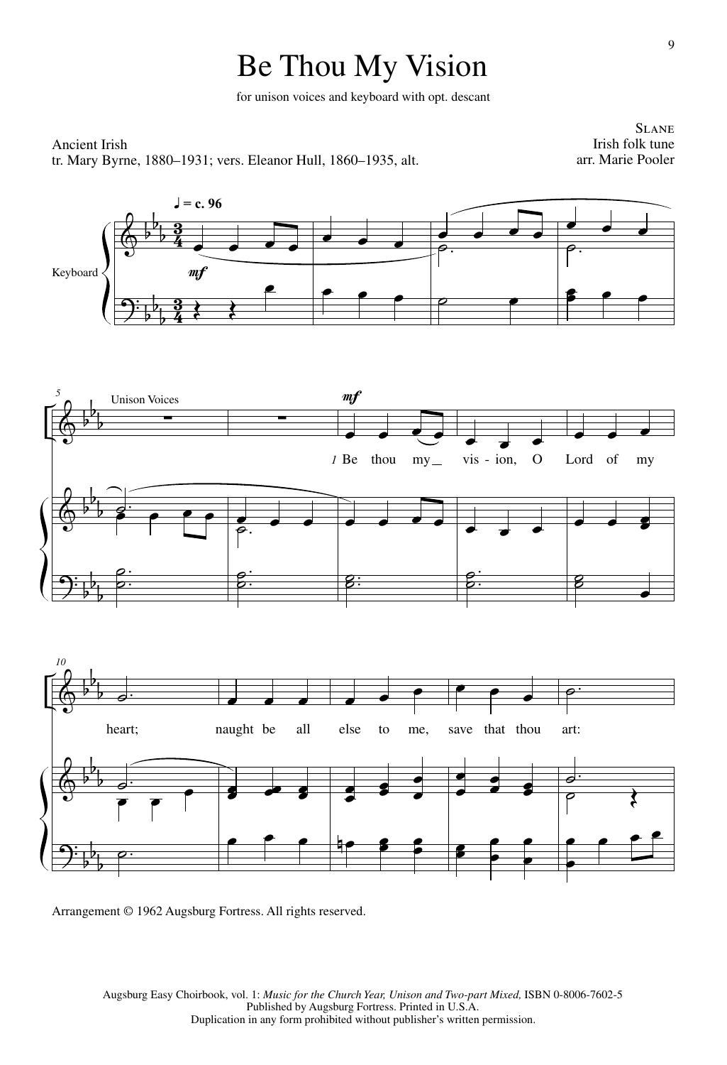# Be Thou My Vision

for unison voices and keyboard with opt. descant

Ancient Irish
tr. Mary Byrne, 1880–1931; vers. Eleanor Hull, 1860–1935, alt.

SLANE
Irish folk tune
arr. Marie Pooler

♩ = c. 96

Keyboard

*mf*

Unison Voices

*mf*

1 Be thou my vision, O Lord of my heart; naught be all else to me, save that thou art:

Arrangement © 1962 Augsburg Fortress. All rights reserved.

Augsburg Easy Choirbook, vol. 1: *Music for the Church Year, Unison and Two-part Mixed,* ISBN 0-8006-7602-5
Published by Augsburg Fortress. Printed in U.S.A.
Duplication in any form prohibited without publisher's written permission.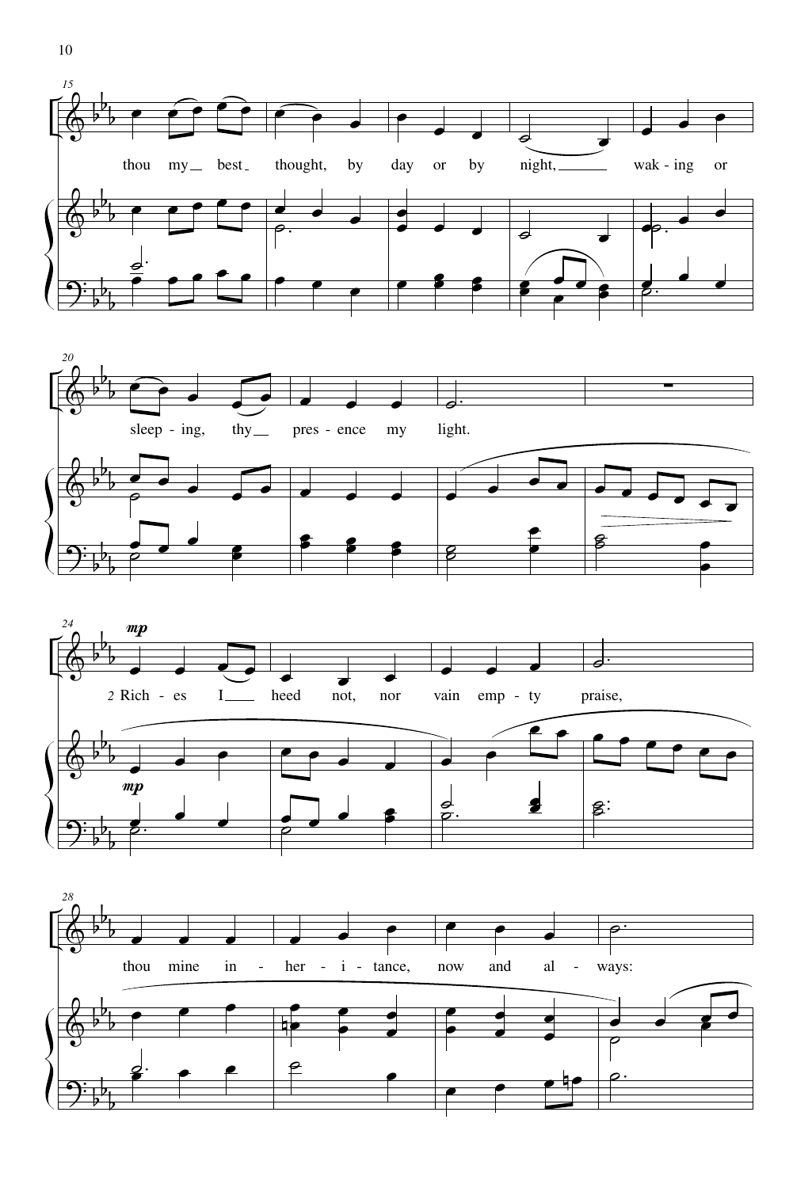thou my best thought, by day or by night, waking or

sleeping, thy presence my light.

*mp*

2 Riches I heed not, nor vain empty praise,

thou mine inheritance, now and always: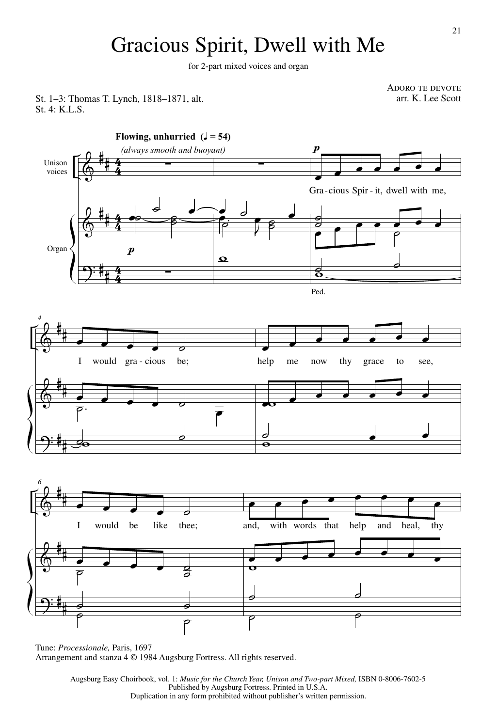# Gracious Spirit, Dwell with Me

for 2-part mixed voices and organ

St. 1–3: Thomas T. Lynch, 1818–1871, alt.
St. 4: K.L.S.

ADORO TE DEVOTE
arr. K. Lee Scott

**Flowing, unhurried** (♩ = 54)
*(always smooth and buoyant)*

Gra-cious Spir-it, dwell with me, I would gra-cious be; help me now thy grace to see, I would be like thee; and, with words that help and heal, thy

Tune: *Processionale,* Paris, 1697
Arrangement and stanza 4 © 1984 Augsburg Fortress. All rights reserved.

Augsburg Easy Choirbook, vol. 1: *Music for the Church Year, Unison and Two-part Mixed,* ISBN 0-8006-7602-5
Published by Augsburg Fortress. Printed in U.S.A.
Duplication in any form prohibited without publisher's written permission.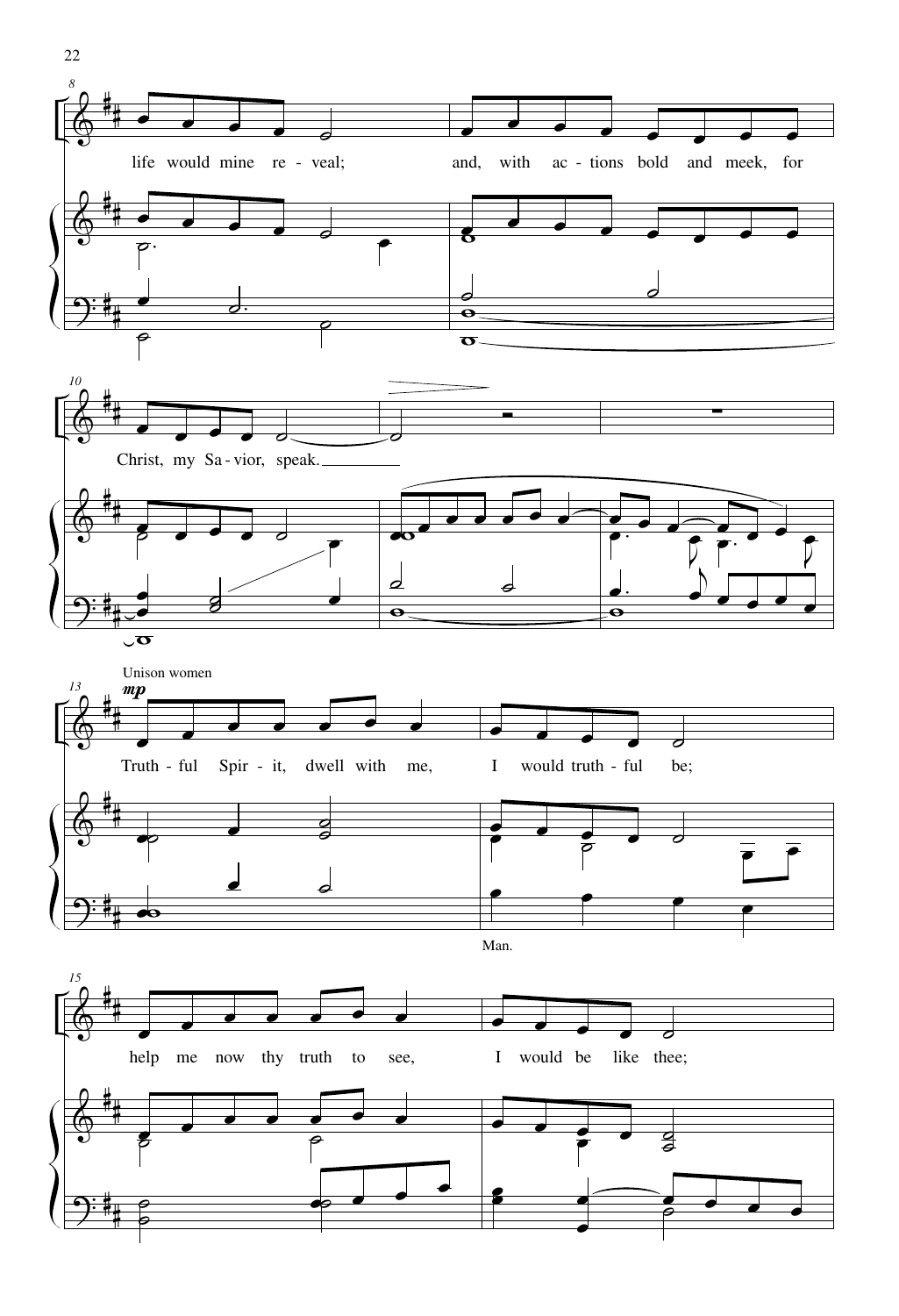life would mine re - veal; and, with ac - tions bold and meek, for

Christ, my Sa - vior, speak.

Unison women

*mp*

Truth - ful Spir - it, dwell with me, I would truth - ful be;

Man.

help me now thy truth to see, I would be like thee;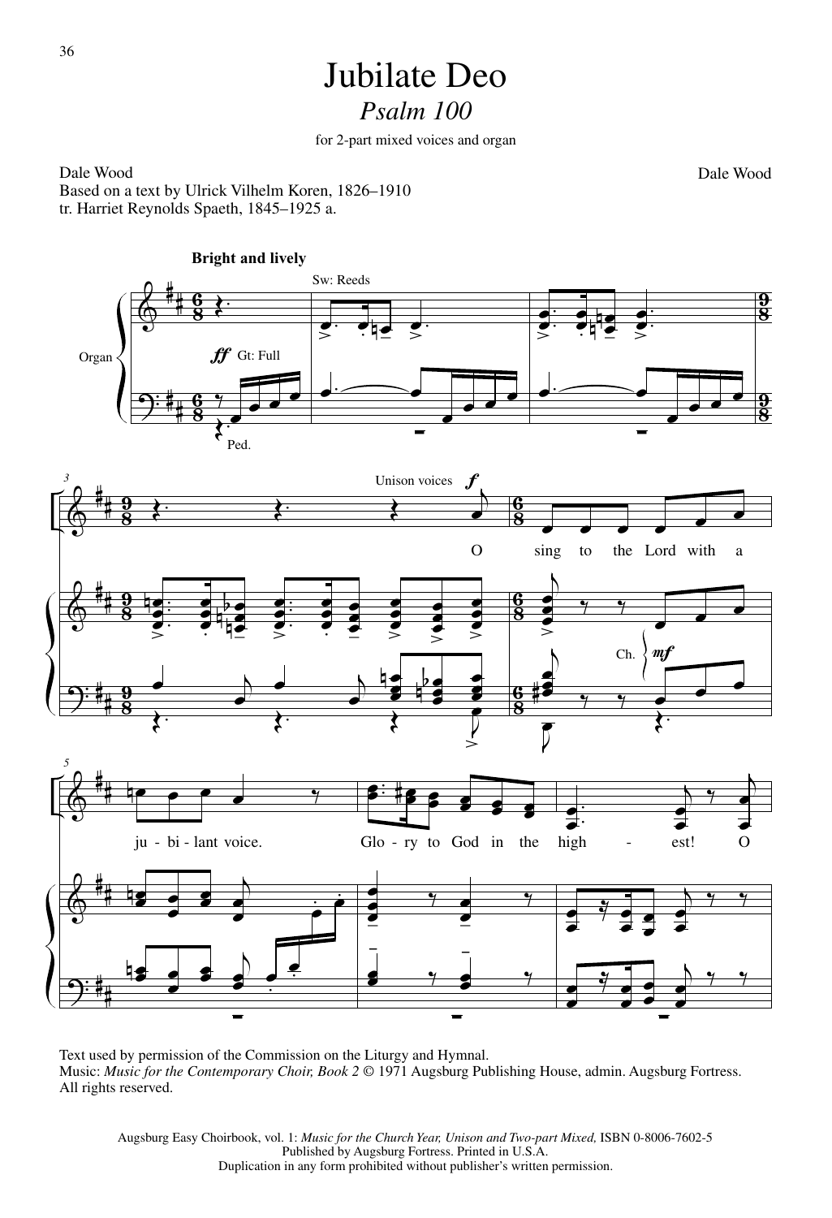# Jubilate Deo

## *Psalm 100*

for 2-part mixed voices and organ

Dale Wood
Based on a text by Ulrick Vilhelm Koren, 1826–1910
tr. Harriet Reynolds Spaeth, 1845–1925 a.

Dale Wood

**Bright and lively**

O sing to the Lord with a ju - bi - lant voice. Glo - ry to God in the high - est! O

Text used by permission of the Commission on the Liturgy and Hymnal.
Music: *Music for the Contemporary Choir, Book 2* © 1971 Augsburg Publishing House, admin. Augsburg Fortress.
All rights reserved.

Augsburg Easy Choirbook, vol. 1: *Music for the Church Year, Unison and Two-part Mixed,* ISBN 0-8006-7602-5
Published by Augsburg Fortress. Printed in U.S.A.
Duplication in any form prohibited without publisher's written permission.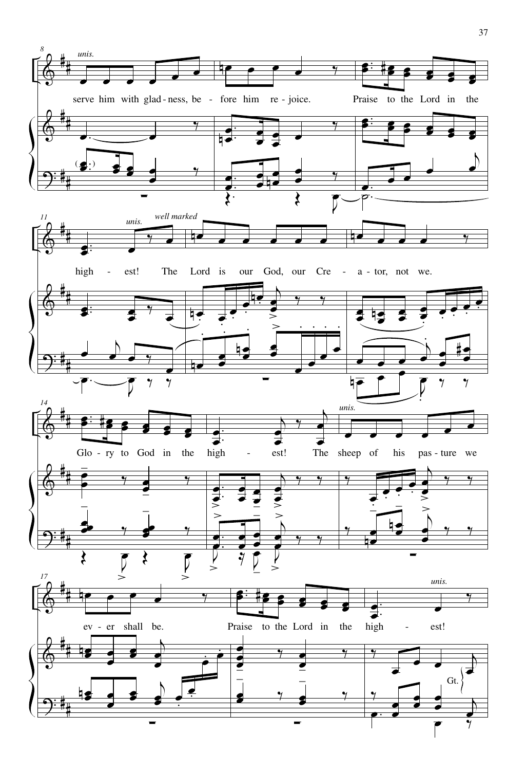*unis.*

serve him with glad-ness, be - fore him re-joice. Praise to the Lord in the

high - est! The Lord is our God, our Cre - a-tor, not we.

*unis.* *well marked*

Glo-ry to God in the high - est! The sheep of his pas-ture we

*unis.*

ev-er shall be. Praise to the Lord in the high - est!

*unis.*

Gt.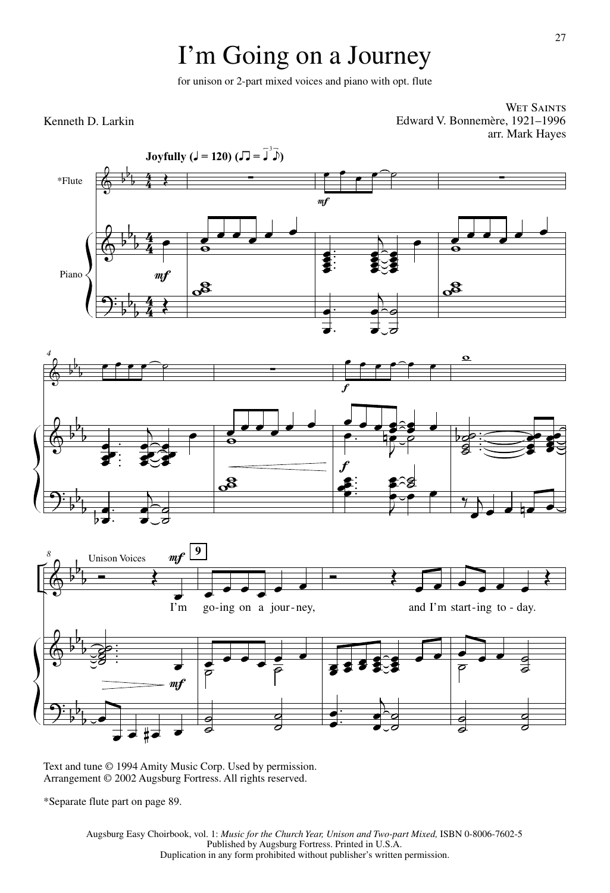# I'm Going on a Journey

for unison or 2-part mixed voices and piano with opt. flute

Kenneth D. Larkin

WET SAINTS
Edward V. Bonnemère, 1921–1996
arr. Mark Hayes

Joyfully (♩ = 120)

I'm go-ing on a jour-ney, and I'm start-ing to-day.

Text and tune © 1994 Amity Music Corp. Used by permission.
Arrangement © 2002 Augsburg Fortress. All rights reserved.

*Separate flute part on page 89.

Augsburg Easy Choirbook, vol. 1: *Music for the Church Year, Unison and Two-part Mixed,* ISBN 0-8006-7602-5
Published by Augsburg Fortress. Printed in U.S.A.
Duplication in any form prohibited without publisher's written permission.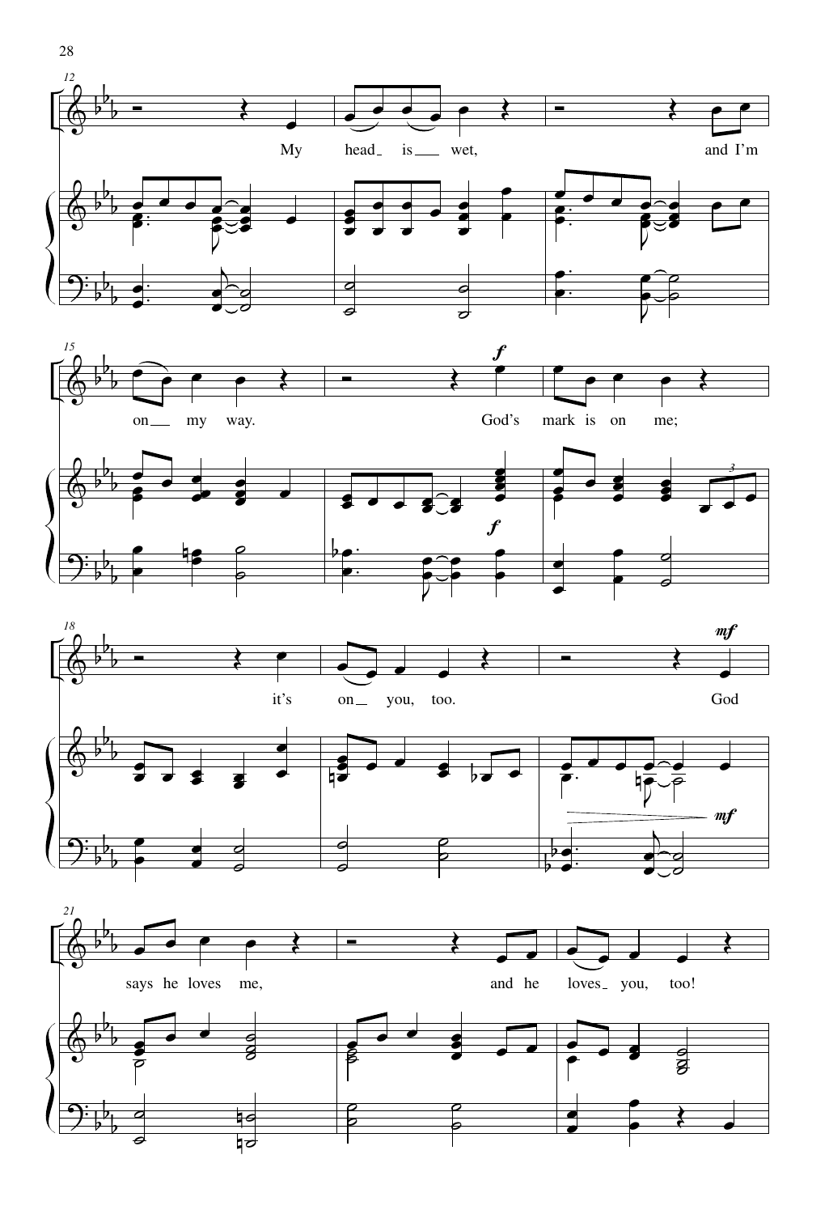My head is wet, and I'm on my way.

God's mark is on me; it's on you, too.

God says he loves me, and he loves you, too!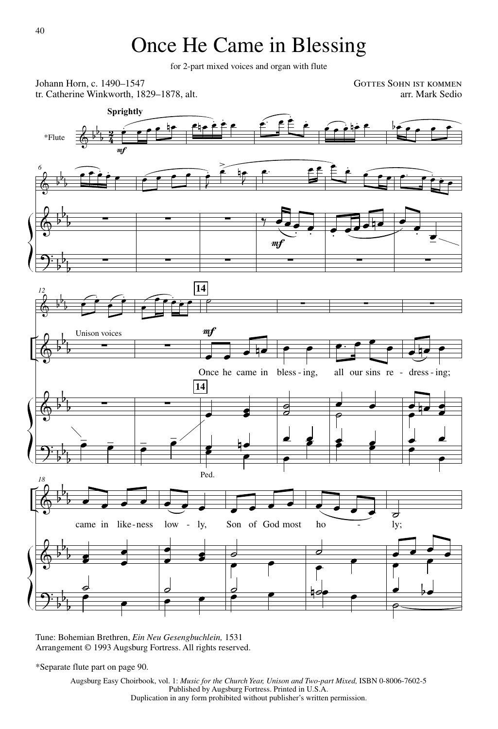# Once He Came in Blessing

for 2-part mixed voices and organ with flute

Johann Horn, c. 1490–1547
tr. Catherine Winkworth, 1829–1878, alt.

GOTTES SOHN IST KOMMEN
arr. Mark Sedio

Sprightly

*Flute

Unison voices

Once he came in bless - ing, all our sins re - dress - ing; came in like - ness low - ly, Son of God most ho - ly;

Ped.

Tune: Bohemian Brethren, *Ein Neu Gesengbuchlein,* 1531
Arrangement © 1993 Augsburg Fortress. All rights reserved.

*Separate flute part on page 90.

Augsburg Easy Choirbook, vol. 1: *Music for the Church Year, Unison and Two-part Mixed,* ISBN 0-8006-7602-5
Published by Augsburg Fortress. Printed in U.S.A.
Duplication in any form prohibited without publisher's written permission.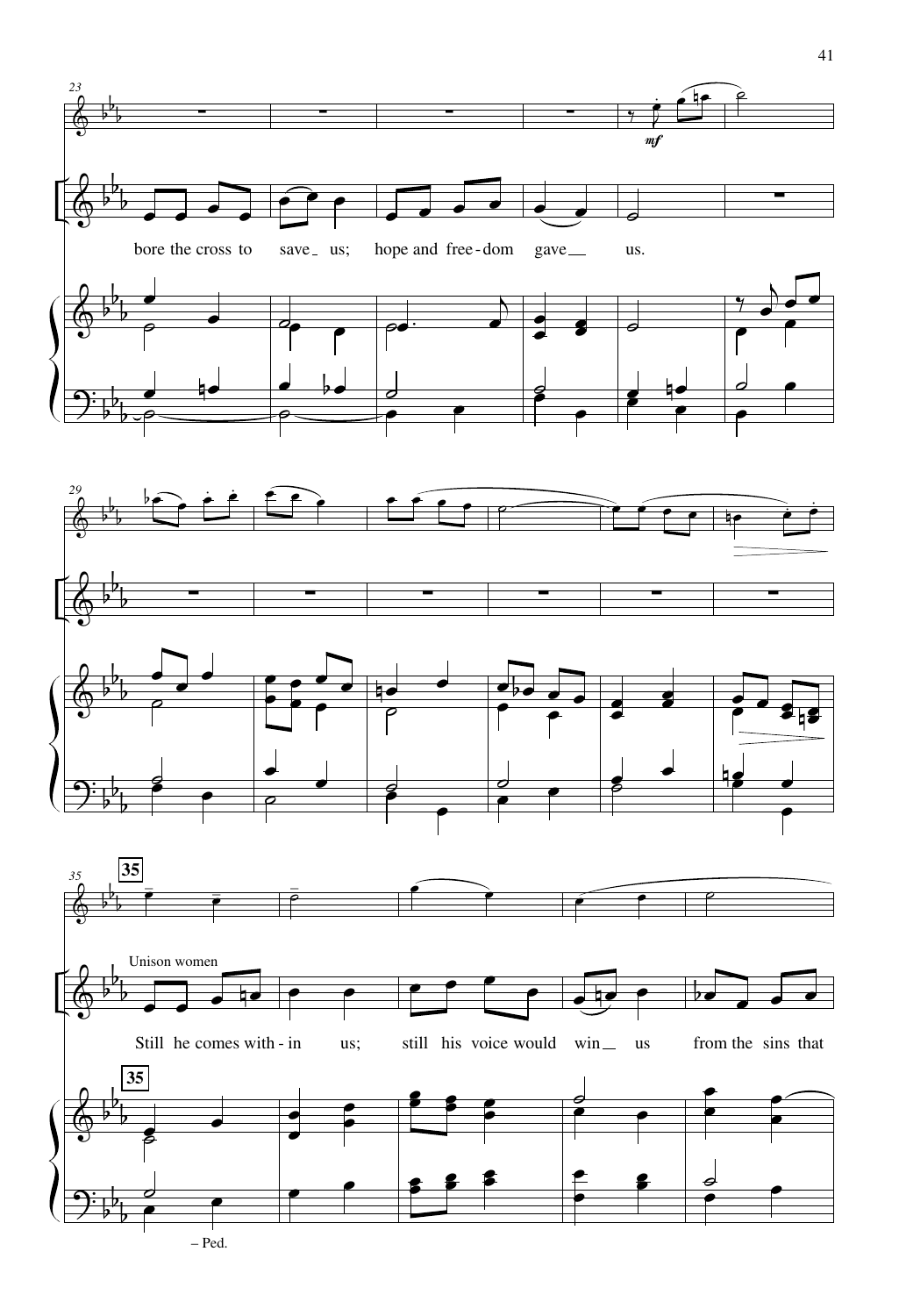bore the cross to save us; hope and free-dom gave us.

Unison women

Still he comes with-in us; still his voice would win us from the sins that

– Ped.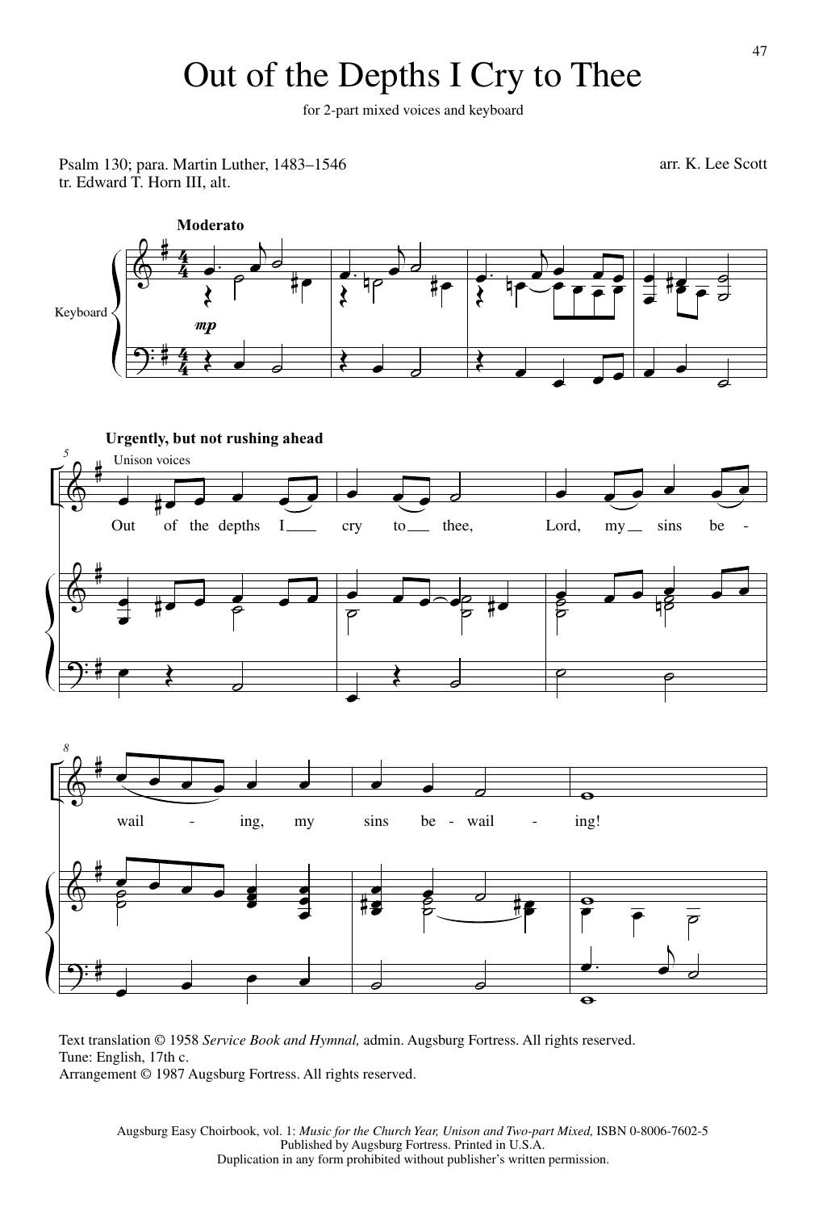# Out of the Depths I Cry to Thee

for 2-part mixed voices and keyboard

Psalm 130; para. Martin Luther, 1483–1546
tr. Edward T. Horn III, alt.

arr. K. Lee Scott

**Moderato**

Keyboard

*mp*

**Urgently, but not rushing ahead**

Unison voices

Out of the depths I cry to thee, Lord, my sins be - wail - ing, my sins be - wail - ing!

Text translation © 1958 *Service Book and Hymnal,* admin. Augsburg Fortress. All rights reserved.
Tune: English, 17th c.
Arrangement © 1987 Augsburg Fortress. All rights reserved.

Augsburg Easy Choirbook, vol. 1: *Music for the Church Year, Unison and Two-part Mixed,* ISBN 0-8006-7602-5
Published by Augsburg Fortress. Printed in U.S.A.
Duplication in any form prohibited without publisher's written permission.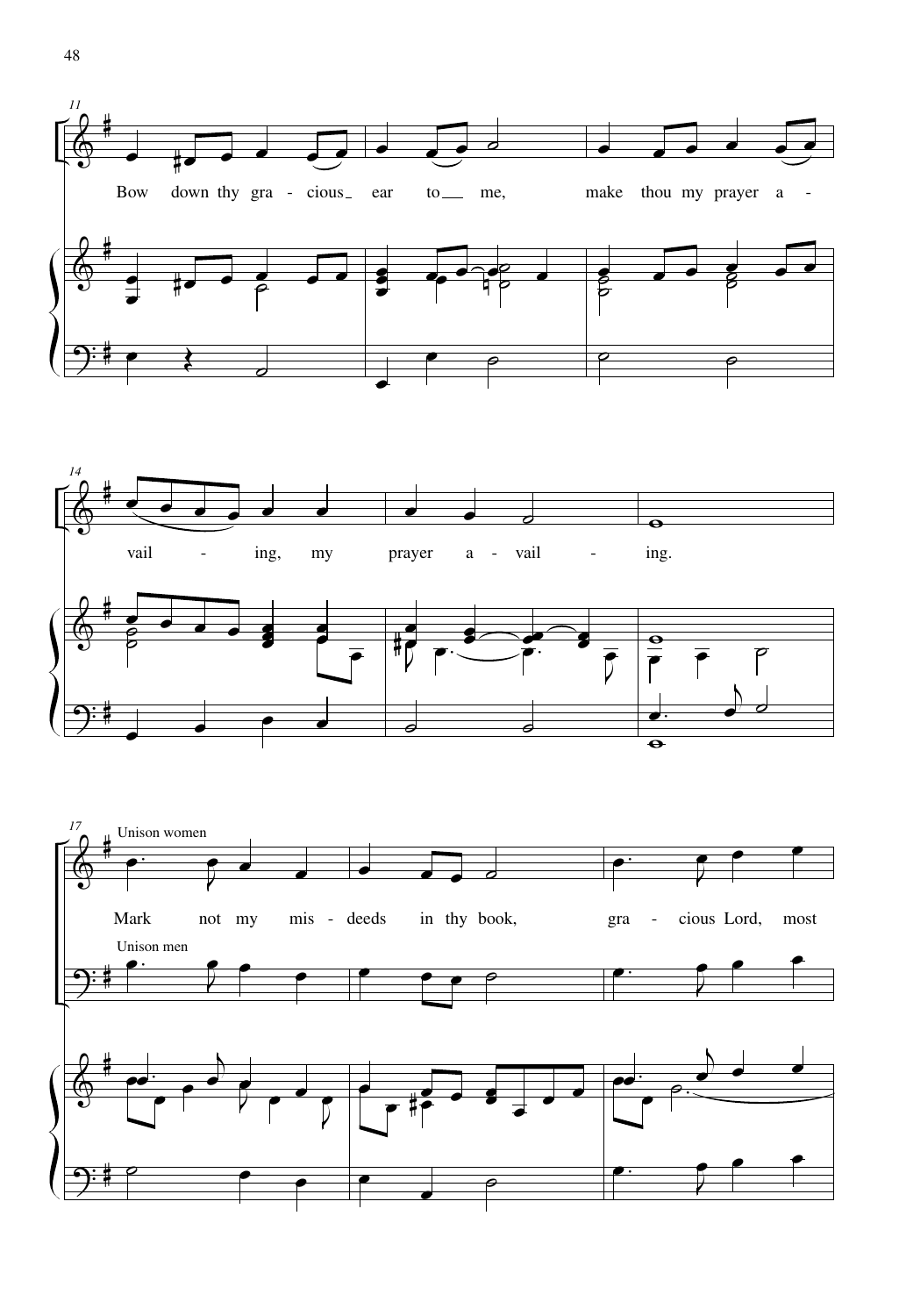Bow down thy gra - cious ear to me, make thou my prayer a - vail - ing, my prayer a - vail - ing.

Unison women

Mark not my mis - deeds in thy book, gra - cious Lord, most

Unison men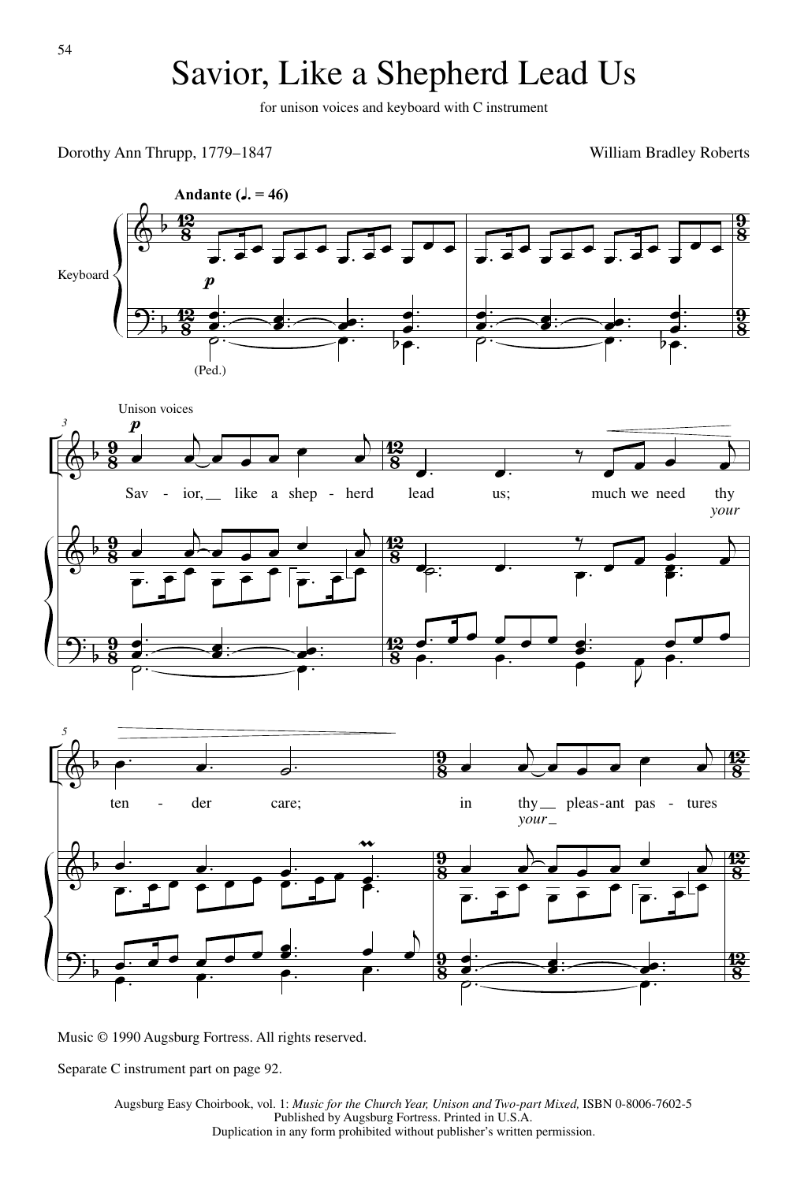# Savior, Like a Shepherd Lead Us

for unison voices and keyboard with C instrument

Dorothy Ann Thrupp, 1779–1847

William Bradley Roberts

Music © 1990 Augsburg Fortress. All rights reserved.

Separate C instrument part on page 92.

Augsburg Easy Choirbook, vol. 1: *Music for the Church Year, Unison and Two-part Mixed,* ISBN 0-8006-7602-5
Published by Augsburg Fortress. Printed in U.S.A.
Duplication in any form prohibited without publisher's written permission.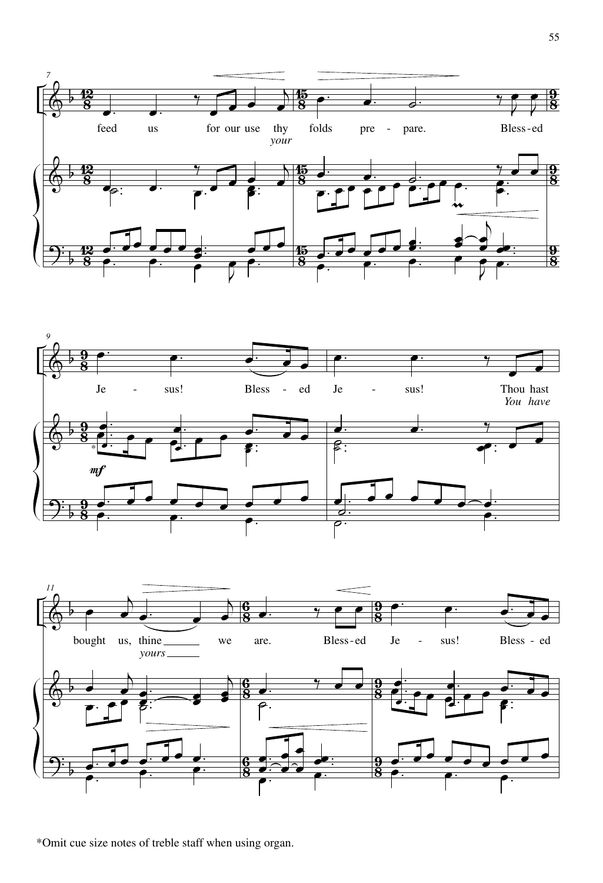feed us for our use thy folds pre - pare. Bless-ed
*your*

Je - sus! Bless - ed Je - sus! Thou hast
*You have*

bought us, thine we are. Bless-ed Je - sus! Bless - ed
*yours*

*Omit cue size notes of treble staff when using organ.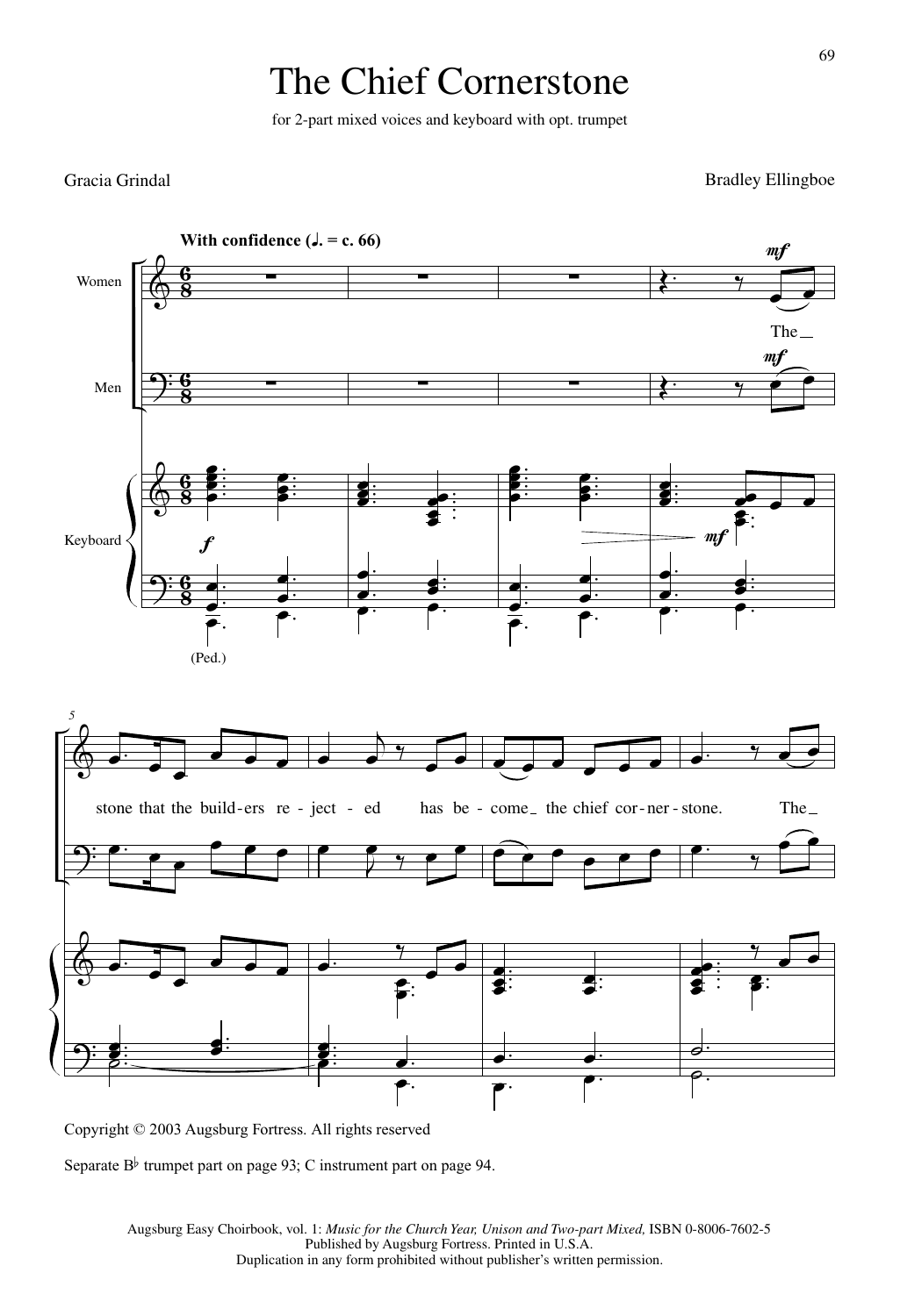# The Chief Cornerstone

for 2-part mixed voices and keyboard with opt. trumpet

Gracia Grindal

Bradley Ellingboe

**With confidence** (♩. = c. 66)

Women

Men

Keyboard

(Ped.)

The stone that the build-ers re - ject - ed has be - come the chief cor-ner-stone. The

Copyright © 2003 Augsburg Fortress. All rights reserved

Separate B♭ trumpet part on page 93; C instrument part on page 94.

Augsburg Easy Choirbook, vol. 1: *Music for the Church Year, Unison and Two-part Mixed,* ISBN 0-8006-7602-5
Published by Augsburg Fortress. Printed in U.S.A.
Duplication in any form prohibited without publisher's written permission.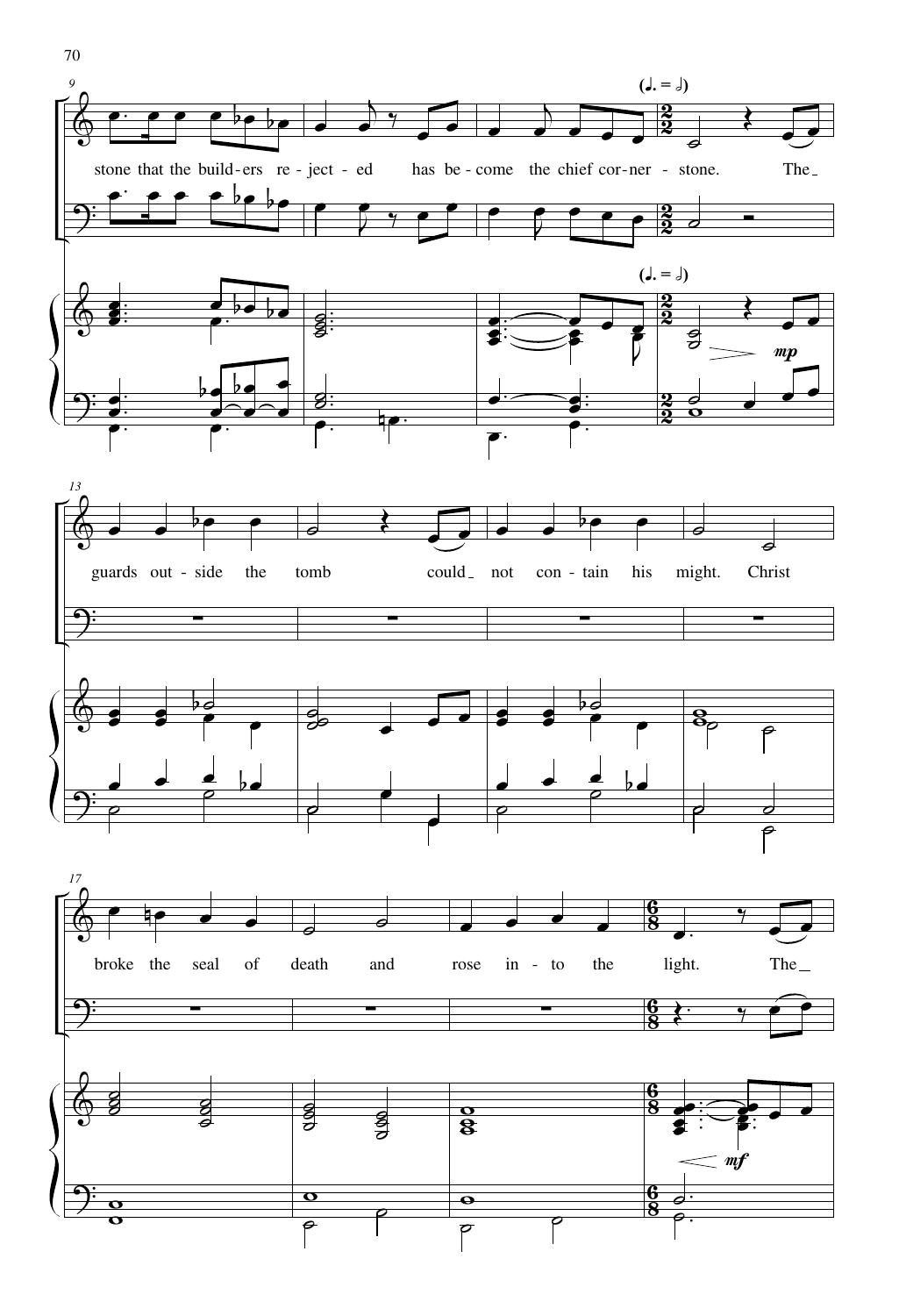(♩. = 𝅗𝅥)

stone that the build-ers re-ject-ed has be-come the chief cor-ner-stone. The

guards out-side the tomb could not con-tain his might. Christ

broke the seal of death and rose in-to the light. The

*mp*

*mf*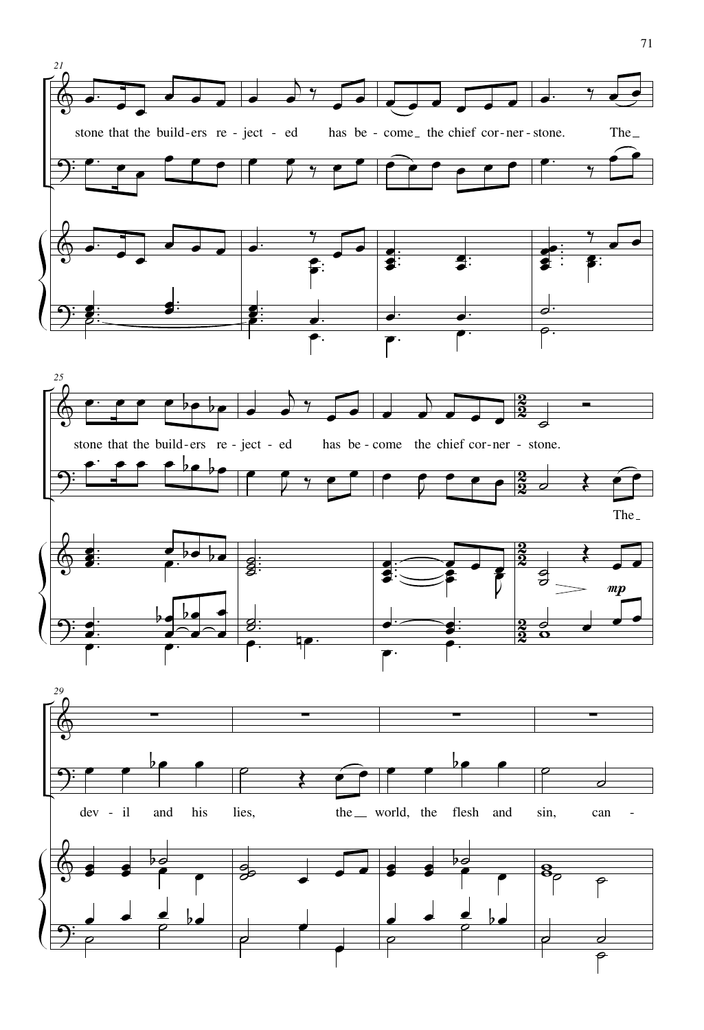stone that the build-ers re-ject-ed has be-come the chief cor-ner-stone. The

stone that the build-ers re-ject-ed has be-come the chief cor-ner-stone.

The dev-il and his lies, the world, the flesh and sin, can-

*mp*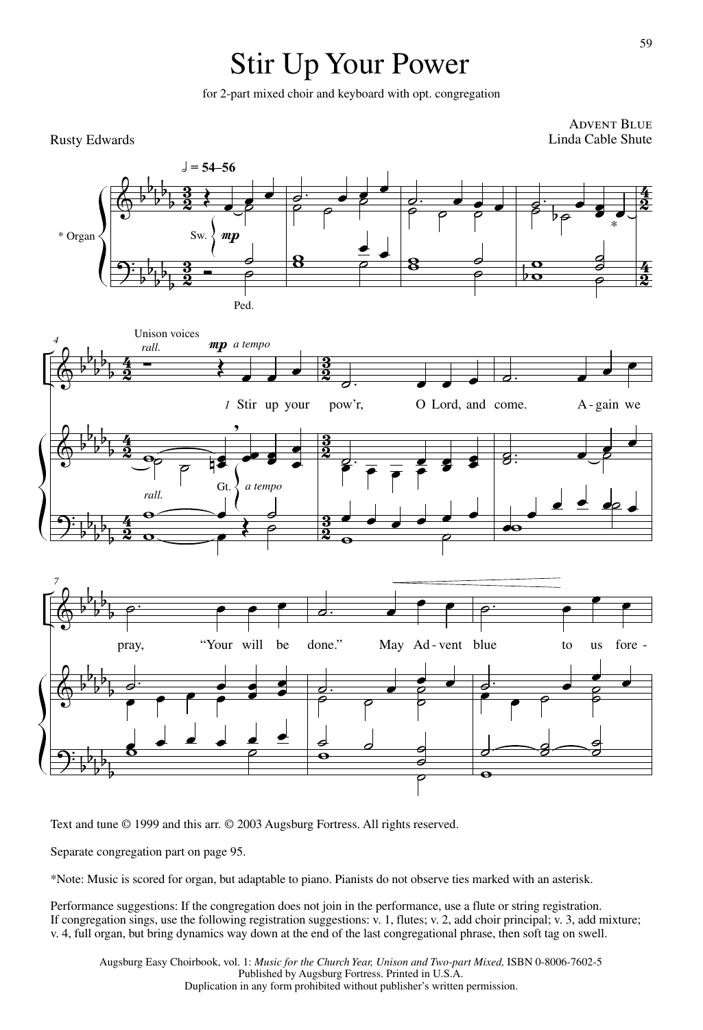# Stir Up Your Power

for 2-part mixed choir and keyboard with opt. congregation

Rusty Edwards

ADVENT BLUE
Linda Cable Shute

1 Stir up your pow'r, O Lord, and come. Again we pray, "Your will be done." May Ad-vent blue to us fore-

Text and tune © 1999 and this arr. © 2003 Augsburg Fortress. All rights reserved.

Separate congregation part on page 95.

*Note: Music is scored for organ, but adaptable to piano. Pianists do not observe ties marked with an asterisk.

Performance suggestions: If the congregation does not join in the performance, use a flute or string registration. If congregation sings, use the following registration suggestions: v. 1, flutes; v. 2, add choir principal; v. 3, add mixture; v. 4, full organ, but bring dynamics way down at the end of the last congregational phrase, then soft tag on swell.

Augsburg Easy Choirbook, vol. 1: *Music for the Church Year, Unison and Two-part Mixed,* ISBN 0-8006-7602-5
Published by Augsburg Fortress. Printed in U.S.A.
Duplication in any form prohibited without publisher's written permission.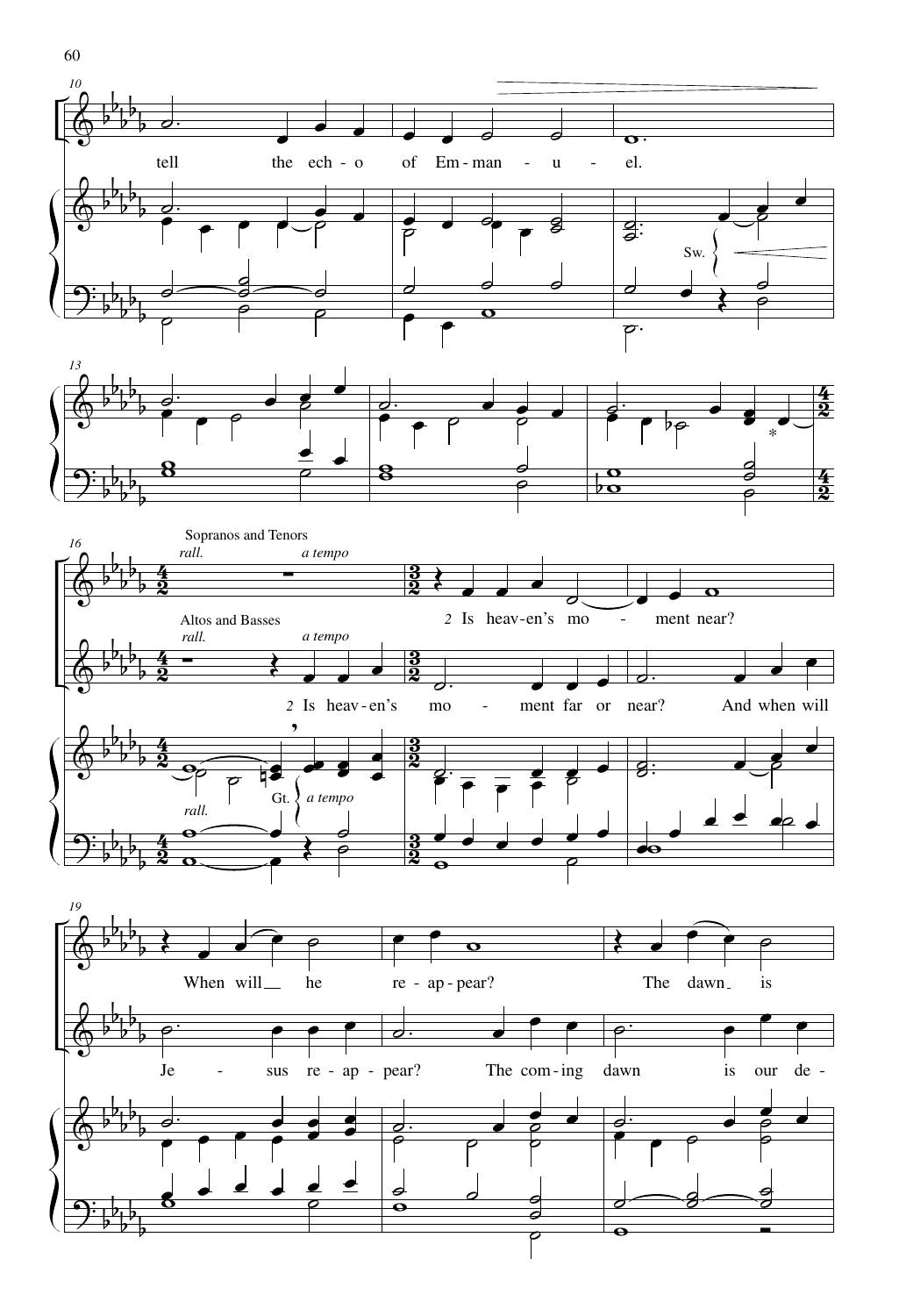tell the ech - o of Em - man - u - el.

Sw.

Sopranos and Tenors

*rall.* *a tempo*

2 Is heav - en's mo - ment near?

Altos and Basses

*rall.* *a tempo*

2 Is heav - en's mo - ment far or near? And when will

Gt. *a tempo*

*rall.*

When will he re - ap - pear? The dawn is

Je - sus re - ap - pear? The com - ing dawn is our de -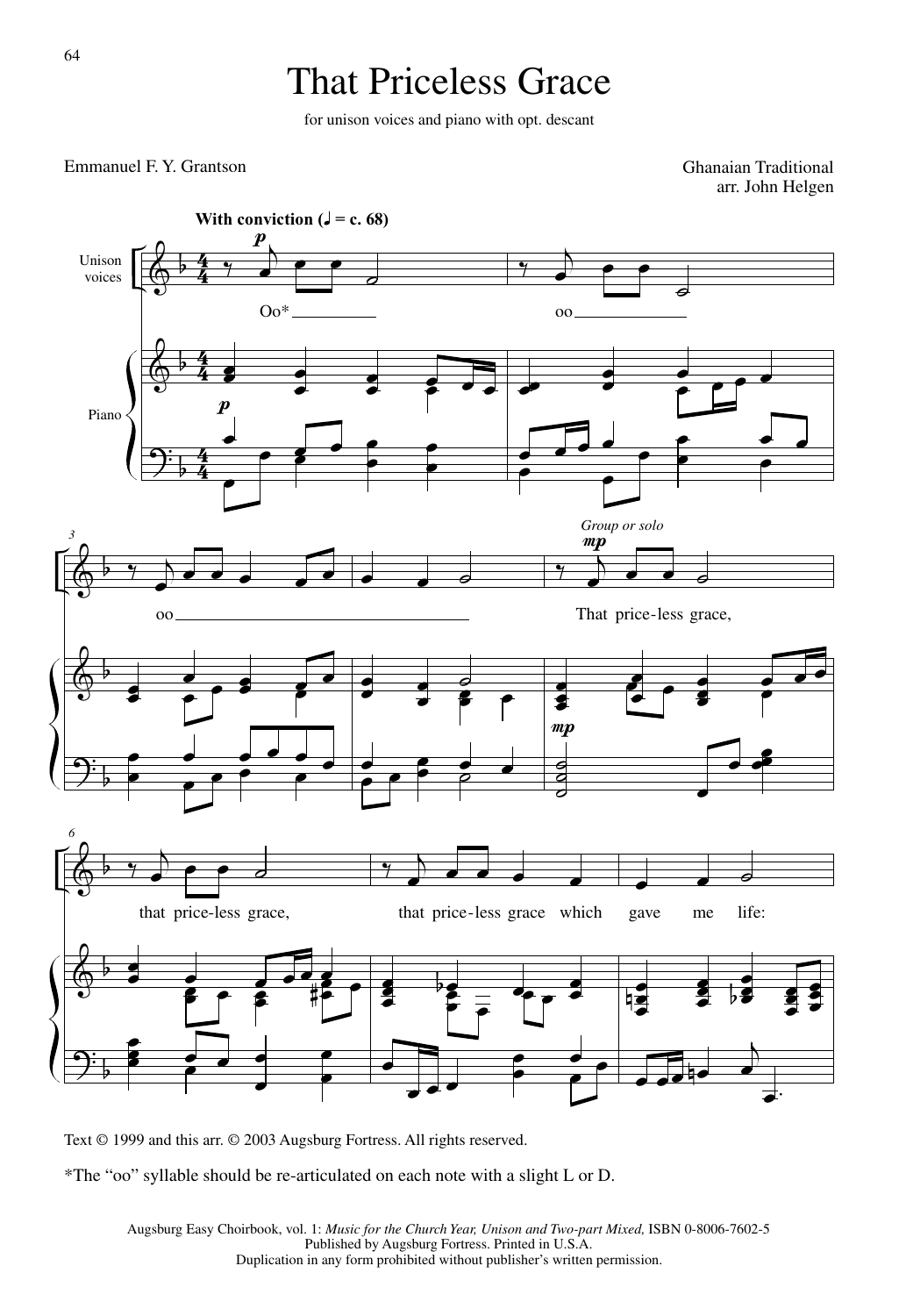# That Priceless Grace

for unison voices and piano with opt. descant

Emmanuel F. Y. Grantson

Ghanaian Traditional
arr. John Helgen

**With conviction** (♩ = c. 68)

Oo* oo oo

*Group or solo*

That price-less grace, that price-less grace, that price-less grace which gave me life:

Text © 1999 and this arr. © 2003 Augsburg Fortress. All rights reserved.

*The "oo" syllable should be re-articulated on each note with a slight L or D.

Augsburg Easy Choirbook, vol. 1: *Music for the Church Year, Unison and Two-part Mixed,* ISBN 0-8006-7602-5
Published by Augsburg Fortress. Printed in U.S.A.
Duplication in any form prohibited without publisher's written permission.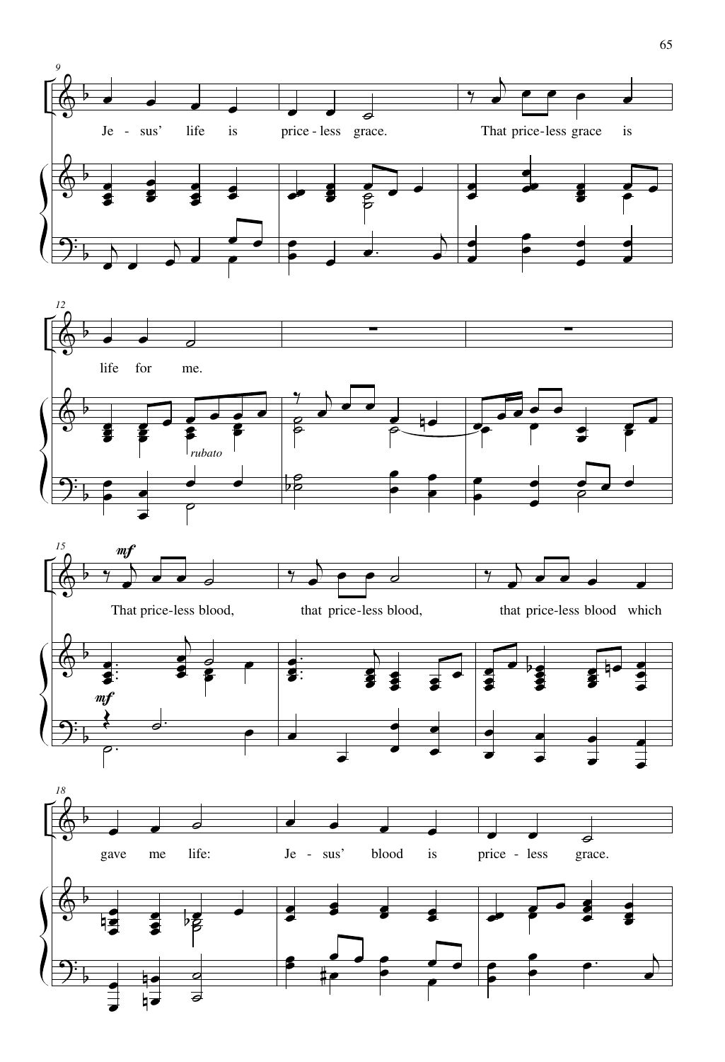Je - sus' life is price - less grace. That price-less grace is

life for me.

*rubato*

**mf**

That price-less blood, that price-less blood, that price-less blood which

**mf**

gave me life: Je - sus' blood is price - less grace.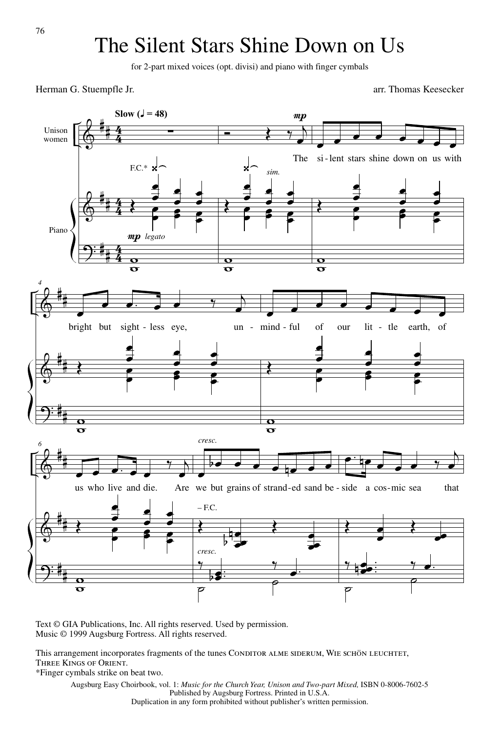# The Silent Stars Shine Down on Us

for 2-part mixed voices (opt. divisi) and piano with finger cymbals

Herman G. Stuempfle Jr.

arr. Thomas Keesecker

**Slow** (♩ = 48)

Unison women

F.C.*

Piano

*mp* *legato*

*mp*

The si - lent stars shine down on us with bright but sight - less eye, un - mind - ful of our lit - tle earth, of us who live and die. Are we but grains of strand - ed sand be - side a cos - mic sea that

*sim.*

*cresc.*

– F.C.

Text © GIA Publications, Inc. All rights reserved. Used by permission.
Music © 1999 Augsburg Fortress. All rights reserved.

This arrangement incorporates fragments of the tunes CONDITOR ALME SIDERUM, WIE SCHÖN LEUCHTET, THREE KINGS OF ORIENT.

*Finger cymbals strike on beat two.

Augsburg Easy Choirbook, vol. 1: *Music for the Church Year, Unison and Two-part Mixed,* ISBN 0-8006-7602-5
Published by Augsburg Fortress. Printed in U.S.A.
Duplication in any form prohibited without publisher's written permission.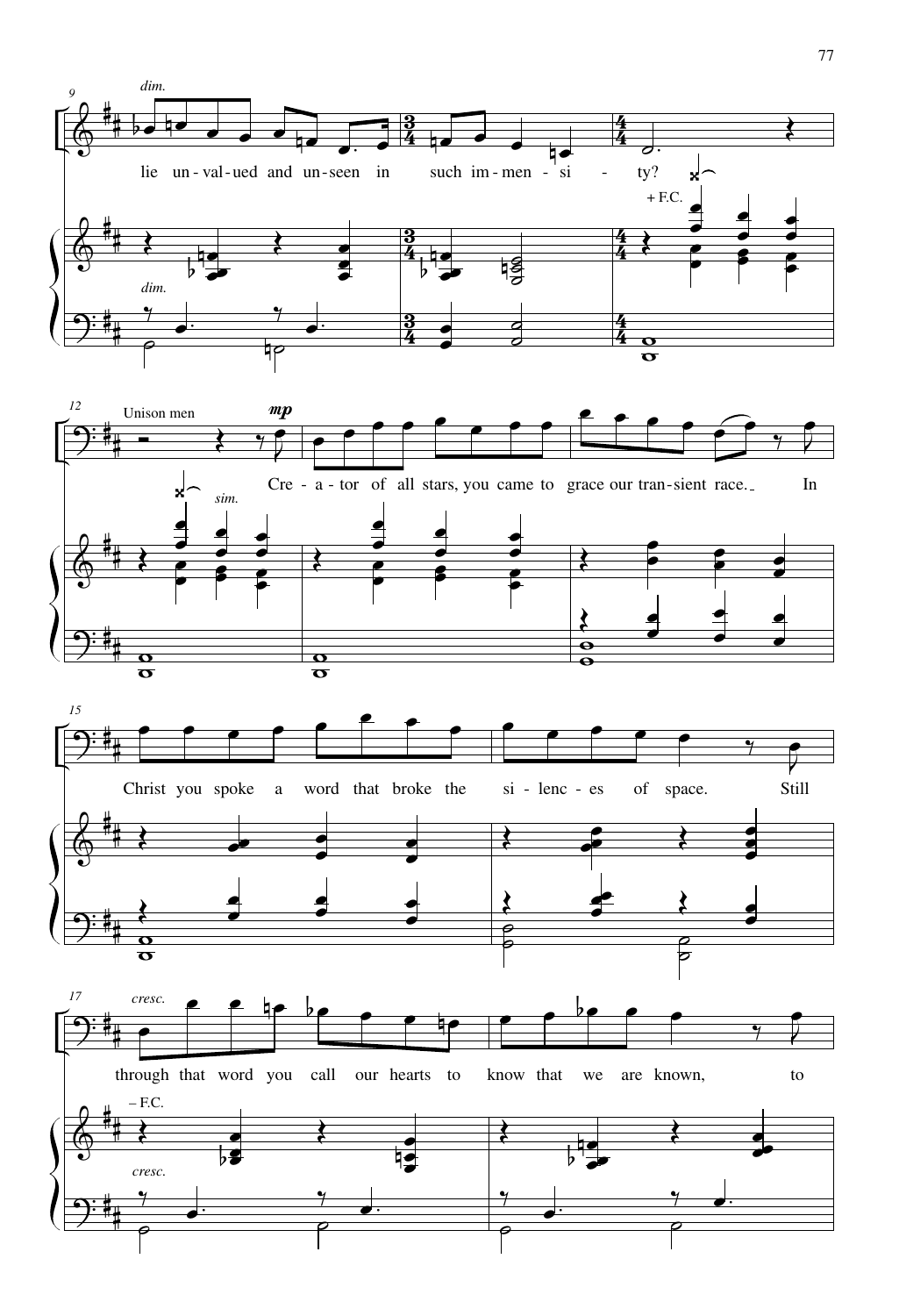lie un-val-ued and un-seen in such im-men-si-ty?

Unison men

Cre-a-tor of all stars, you came to grace our tran-sient race. In Christ you spoke a word that broke the si-lenc-es of space. Still through that word you call our hearts to know that we are known, to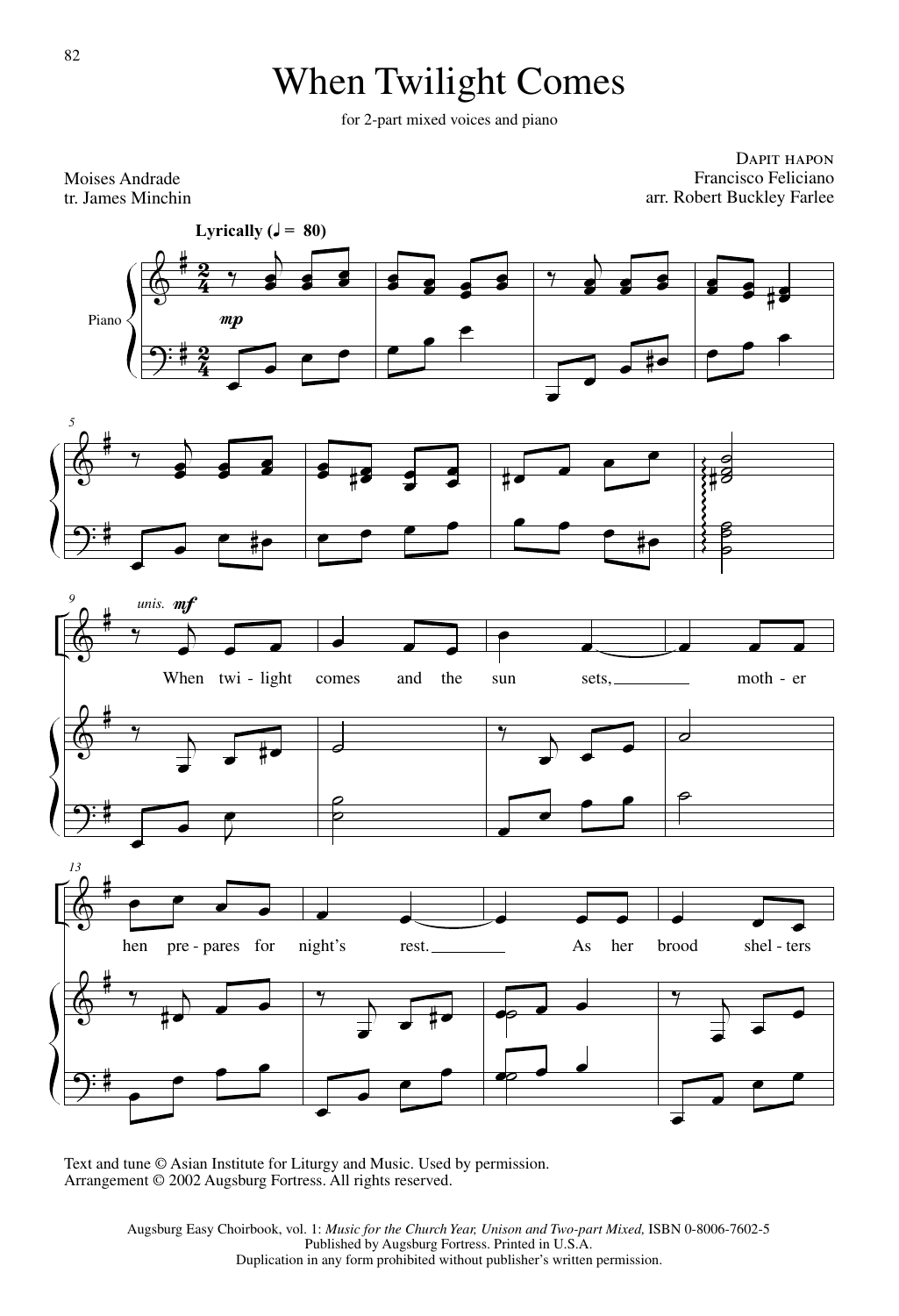# When Twilight Comes

for 2-part mixed voices and piano

Moises Andrade
tr. James Minchin

DAPIT HAPON
Francisco Feliciano
arr. Robert Buckley Farlee

Lyrically (♩ = 80)

When twi - light comes and the sun sets, moth - er hen pre - pares for night's rest. As her brood shel - ters

Text and tune © Asian Institute for Liturgy and Music. Used by permission.
Arrangement © 2002 Augsburg Fortress. All rights reserved.

Augsburg Easy Choirbook, vol. 1: *Music for the Church Year, Unison and Two-part Mixed,* ISBN 0-8006-7602-5
Published by Augsburg Fortress. Printed in U.S.A.
Duplication in any form prohibited without publisher's written permission.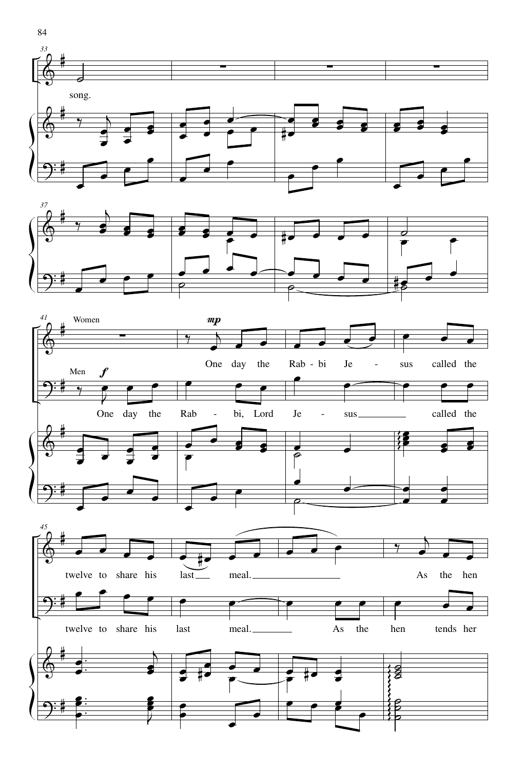song.

Women

*mp*

One day the Rab - bi Je - sus called the

twelve to share his last meal.

As the hen

Men

*f*

One day the Rab - bi, Lord Je - sus called the

twelve to share his last meal. As the hen tends her